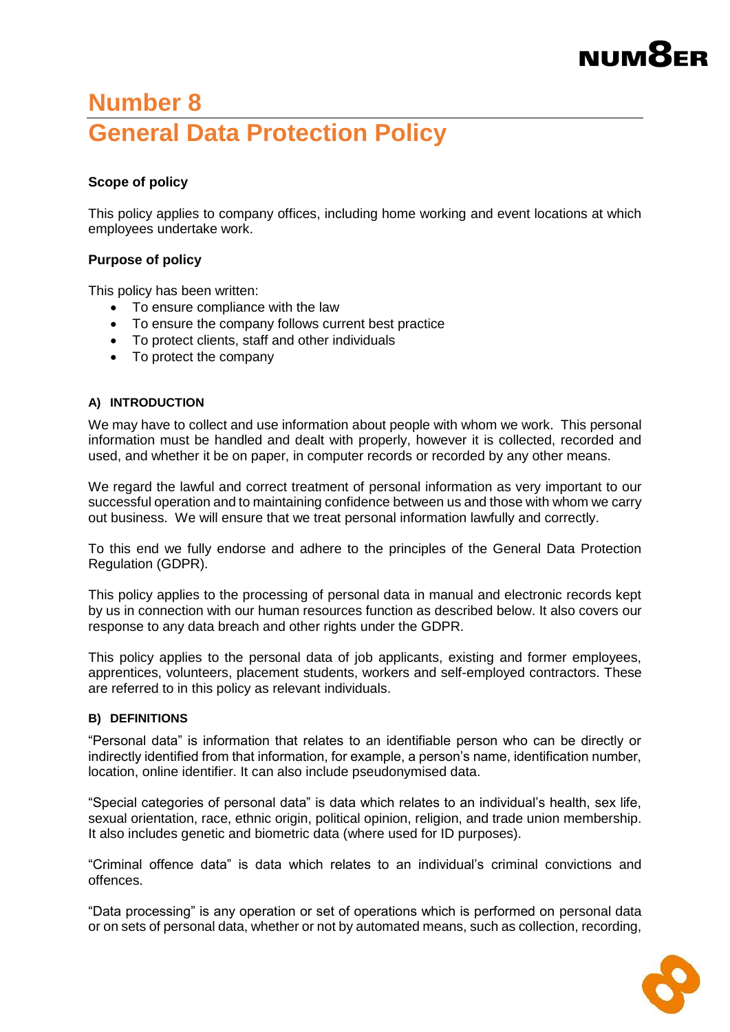# Number 8

# General Data Protection Policy

**Scope of policy**

This policy applies to company offices, including home working and event locations at which employees undertake work.

**Purpose of policy**

This policy has been written:

- To ensure compliance with the law
- To ensure the company follows current best practice
- To protect clients, staff and other individuals
- To protect the company

## A) INTRODUCTION

We may have to collect and use information about people with whom we work. This personal information must be handled and dealt with properly, however it is collected, recorded and used, and whether it be on paper, in computer records or recorded by any other means.

We regard the lawful and correct treatment of personal information as very important to our successful operation and to maintaining confidence between us and those with whom we carry out business. We will ensure that we treat personal information lawfully and correctly.

To this end we fully endorse and adhere to the principles of the General Data Protection Regulation (GDPR).

This policy applies to the processing of personal data in manual and electronic records kept by us in connection with our human resources function as described below. It also covers our response to any data breach and other rights under the GDPR.

This policy applies to the personal data of job applicants, existing and former employees, apprentices, volunteers, placement students, workers and self-employed contractors. These are referred to in this policy as relevant individuals.

## B) DEFINITIONS

"Personal data" is information that relates to an identifiable person who can be directly or indirectly identified from that information, for example, a person's name, identification number, location, online identifier. It can also include pseudonymised data.

"Special categories of personal data" is data which relates to an individual's health, sex life, sexual orientation, race, ethnic origin, political opinion, religion, and trade union membership. It also includes genetic and biometric data (where used for ID purposes).

"Criminal offence data" is data which relates to an individual's criminal convictions and offences.

"Data processing" is any operation or set of operations which is performed on personal data or on sets of personal data, whether or not by automated means, such as collection, recording,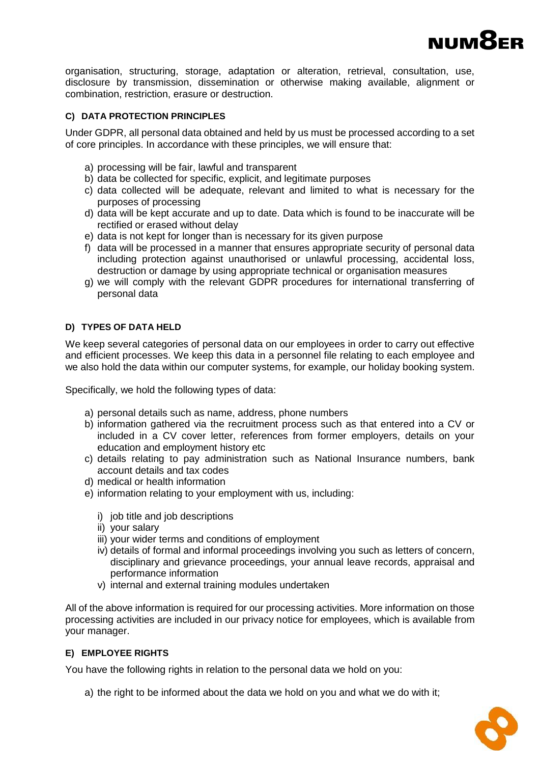organisation, structuring, storage, adaptation or alteration, retrieval, consultation, use, disclosure by transmission, dissemination or otherwise making available, alignment or combination, restriction, erasure or destruction.

#### C) DATA PROTECTION PRINCIPLES

Under GDPR, all personal data obtained and held by us must be processed according to a set of core principles. In accordance with these principles, we will ensure that:

a) processing will be fair, lawful and transparent
b) data be collected for specific, explicit, and legitimate purposes
c) data collected will be adequate, relevant and limited to what is necessary for the purposes of processing
d) data will be kept accurate and up to date. Data which is found to be inaccurate will be rectified or erased without delay
e) data is not kept for longer than is necessary for its given purpose
f) data will be processed in a manner that ensures appropriate security of personal data including protection against unauthorised or unlawful processing, accidental loss, destruction or damage by using appropriate technical or organisation measures
g) we will comply with the relevant GDPR procedures for international transferring of personal data

#### D) TYPES OF DATA HELD

We keep several categories of personal data on our employees in order to carry out effective and efficient processes. We keep this data in a personnel file relating to each employee and we also hold the data within our computer systems, for example, our holiday booking system.

Specifically, we hold the following types of data:

a) personal details such as name, address, phone numbers
b) information gathered via the recruitment process such as that entered into a CV or included in a CV cover letter, references from former employers, details on your education and employment history etc
c) details relating to pay administration such as National Insurance numbers, bank account details and tax codes
d) medical or health information
e) information relating to your employment with us, including:
    i) job title and job descriptions
    ii) your salary
    iii) your wider terms and conditions of employment
    iv) details of formal and informal proceedings involving you such as letters of concern, disciplinary and grievance proceedings, your annual leave records, appraisal and performance information
    v) internal and external training modules undertaken

All of the above information is required for our processing activities. More information on those processing activities are included in our privacy notice for employees, which is available from your manager.

#### E) EMPLOYEE RIGHTS

You have the following rights in relation to the personal data we hold on you:

a) the right to be informed about the data we hold on you and what we do with it;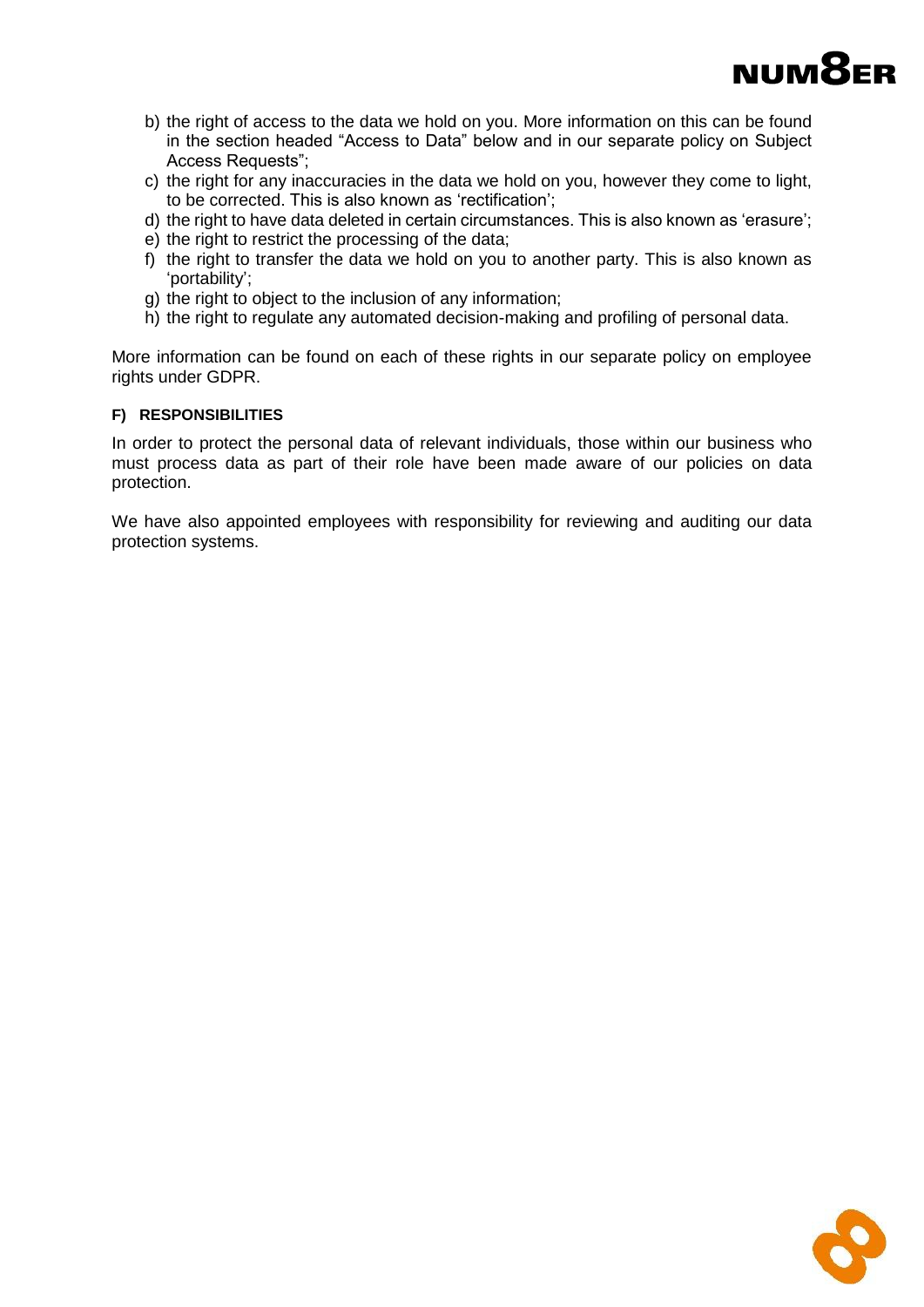b) the right of access to the data we hold on you. More information on this can be found in the section headed "Access to Data" below and in our separate policy on Subject Access Requests";
c) the right for any inaccuracies in the data we hold on you, however they come to light, to be corrected. This is also known as 'rectification';
d) the right to have data deleted in certain circumstances. This is also known as 'erasure';
e) the right to restrict the processing of the data;
f) the right to transfer the data we hold on you to another party. This is also known as 'portability';
g) the right to object to the inclusion of any information;
h) the right to regulate any automated decision-making and profiling of personal data.

More information can be found on each of these rights in our separate policy on employee rights under GDPR.

#### F) RESPONSIBILITIES

In order to protect the personal data of relevant individuals, those within our business who must process data as part of their role have been made aware of our policies on data protection.

We have also appointed employees with responsibility for reviewing and auditing our data protection systems.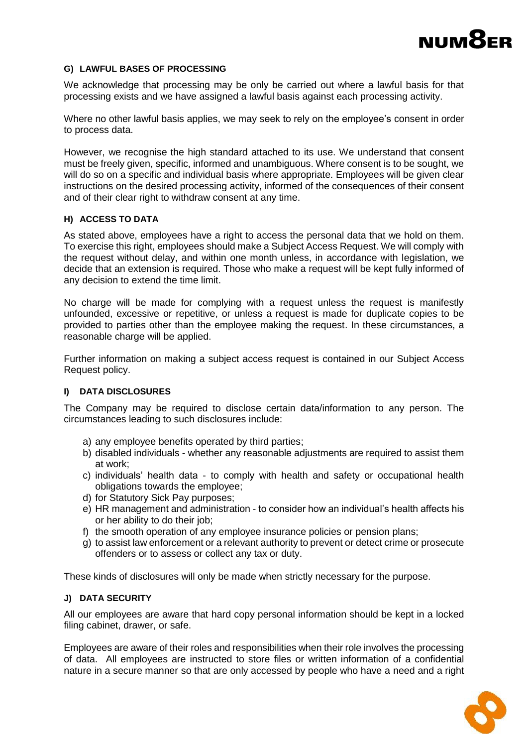#### G) LAWFUL BASES OF PROCESSING

We acknowledge that processing may be only be carried out where a lawful basis for that processing exists and we have assigned a lawful basis against each processing activity.

Where no other lawful basis applies, we may seek to rely on the employee's consent in order to process data.

However, we recognise the high standard attached to its use. We understand that consent must be freely given, specific, informed and unambiguous. Where consent is to be sought, we will do so on a specific and individual basis where appropriate. Employees will be given clear instructions on the desired processing activity, informed of the consequences of their consent and of their clear right to withdraw consent at any time.

#### H) ACCESS TO DATA

As stated above, employees have a right to access the personal data that we hold on them. To exercise this right, employees should make a Subject Access Request. We will comply with the request without delay, and within one month unless, in accordance with legislation, we decide that an extension is required. Those who make a request will be kept fully informed of any decision to extend the time limit.

No charge will be made for complying with a request unless the request is manifestly unfounded, excessive or repetitive, or unless a request is made for duplicate copies to be provided to parties other than the employee making the request. In these circumstances, a reasonable charge will be applied.

Further information on making a subject access request is contained in our Subject Access Request policy.

#### I) DATA DISCLOSURES

The Company may be required to disclose certain data/information to any person. The circumstances leading to such disclosures include:

a) any employee benefits operated by third parties;
b) disabled individuals - whether any reasonable adjustments are required to assist them at work;
c) individuals' health data - to comply with health and safety or occupational health obligations towards the employee;
d) for Statutory Sick Pay purposes;
e) HR management and administration - to consider how an individual's health affects his or her ability to do their job;
f) the smooth operation of any employee insurance policies or pension plans;
g) to assist law enforcement or a relevant authority to prevent or detect crime or prosecute offenders or to assess or collect any tax or duty.

These kinds of disclosures will only be made when strictly necessary for the purpose.

#### J) DATA SECURITY

All our employees are aware that hard copy personal information should be kept in a locked filing cabinet, drawer, or safe.

Employees are aware of their roles and responsibilities when their role involves the processing of data. All employees are instructed to store files or written information of a confidential nature in a secure manner so that are only accessed by people who have a need and a right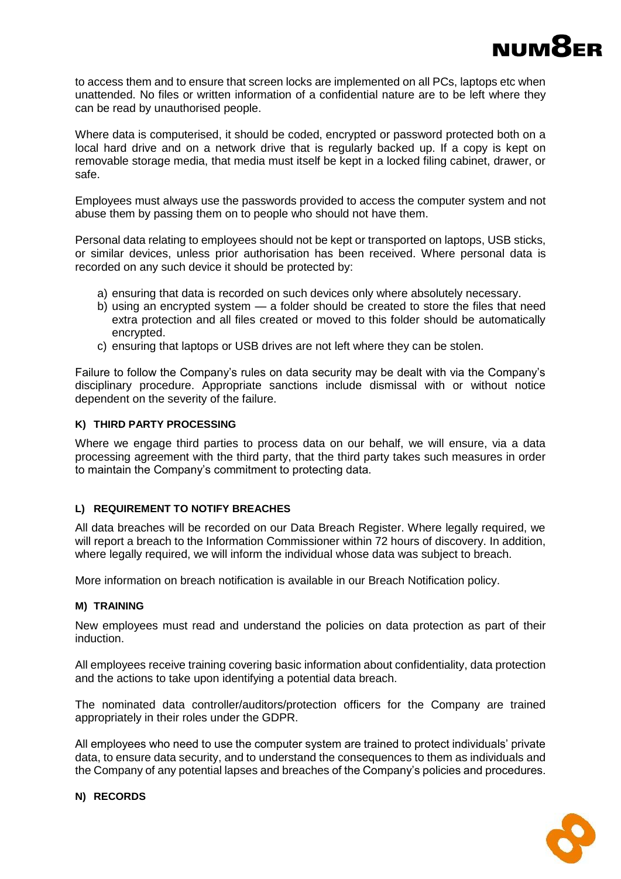to access them and to ensure that screen locks are implemented on all PCs, laptops etc when unattended. No files or written information of a confidential nature are to be left where they can be read by unauthorised people.

Where data is computerised, it should be coded, encrypted or password protected both on a local hard drive and on a network drive that is regularly backed up. If a copy is kept on removable storage media, that media must itself be kept in a locked filing cabinet, drawer, or safe.

Employees must always use the passwords provided to access the computer system and not abuse them by passing them on to people who should not have them.

Personal data relating to employees should not be kept or transported on laptops, USB sticks, or similar devices, unless prior authorisation has been received. Where personal data is recorded on any such device it should be protected by:

a) ensuring that data is recorded on such devices only where absolutely necessary.
b) using an encrypted system — a folder should be created to store the files that need extra protection and all files created or moved to this folder should be automatically encrypted.
c) ensuring that laptops or USB drives are not left where they can be stolen.

Failure to follow the Company's rules on data security may be dealt with via the Company's disciplinary procedure. Appropriate sanctions include dismissal with or without notice dependent on the severity of the failure.

#### K) THIRD PARTY PROCESSING

Where we engage third parties to process data on our behalf, we will ensure, via a data processing agreement with the third party, that the third party takes such measures in order to maintain the Company's commitment to protecting data.

#### L) REQUIREMENT TO NOTIFY BREACHES

All data breaches will be recorded on our Data Breach Register. Where legally required, we will report a breach to the Information Commissioner within 72 hours of discovery. In addition, where legally required, we will inform the individual whose data was subject to breach.

More information on breach notification is available in our Breach Notification policy.

#### M) TRAINING

New employees must read and understand the policies on data protection as part of their induction.

All employees receive training covering basic information about confidentiality, data protection and the actions to take upon identifying a potential data breach.

The nominated data controller/auditors/protection officers for the Company are trained appropriately in their roles under the GDPR.

All employees who need to use the computer system are trained to protect individuals' private data, to ensure data security, and to understand the consequences to them as individuals and the Company of any potential lapses and breaches of the Company's policies and procedures.

#### N) RECORDS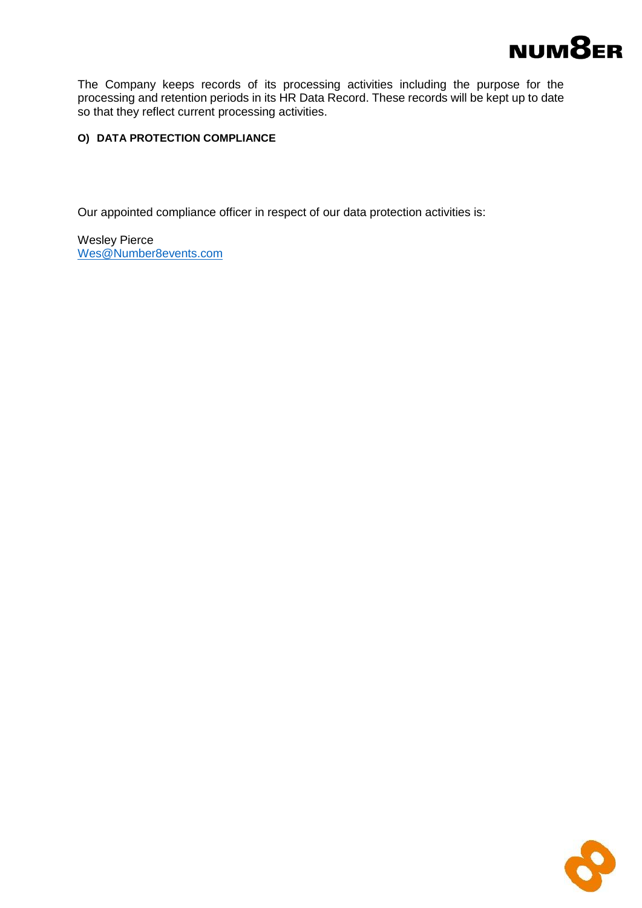The Company keeps records of its processing activities including the purpose for the processing and retention periods in its HR Data Record. These records will be kept up to date so that they reflect current processing activities.

#### O) DATA PROTECTION COMPLIANCE

Our appointed compliance officer in respect of our data protection activities is:

Wesley Pierce
Wes@Number8events.com